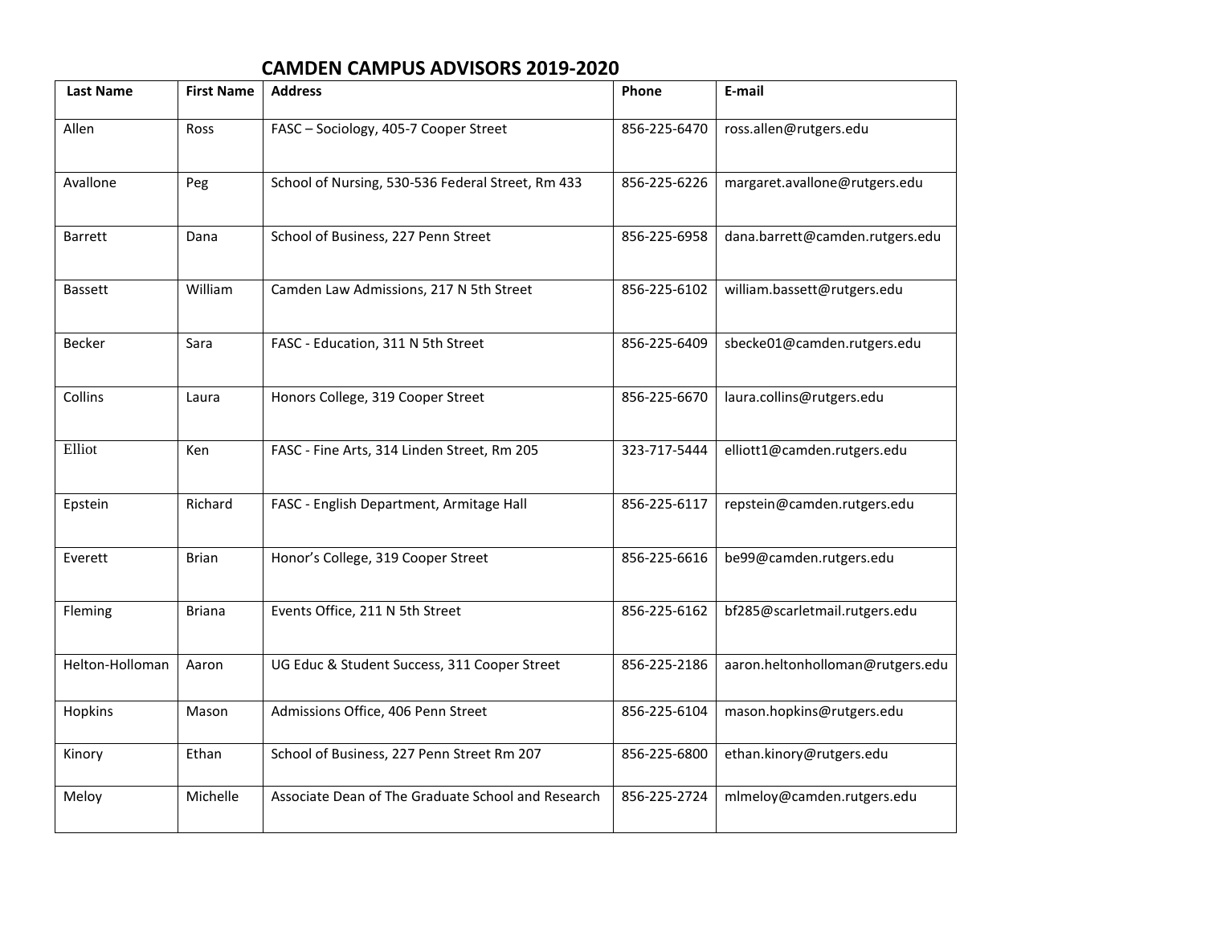# CAMDEN CAMPUS ADVISORS 2019-2020

| Last Name | First Name | Address | Phone | E-mail |
|---|---|---|---|---|
| Allen | Ross | FASC – Sociology, 405-7 Cooper Street | 856-225-6470 | ross.allen@rutgers.edu |
| Avallone | Peg | School of Nursing, 530-536 Federal Street, Rm 433 | 856-225-6226 | margaret.avallone@rutgers.edu |
| Barrett | Dana | School of Business, 227 Penn Street | 856-225-6958 | dana.barrett@camden.rutgers.edu |
| Bassett | William | Camden Law Admissions, 217 N 5th Street | 856-225-6102 | william.bassett@rutgers.edu |
| Becker | Sara | FASC - Education, 311 N 5th Street | 856-225-6409 | sbecke01@camden.rutgers.edu |
| Collins | Laura | Honors College, 319 Cooper Street | 856-225-6670 | laura.collins@rutgers.edu |
| Elliot | Ken | FASC - Fine Arts, 314 Linden Street, Rm 205 | 323-717-5444 | elliott1@camden.rutgers.edu |
| Epstein | Richard | FASC - English Department, Armitage Hall | 856-225-6117 | repstein@camden.rutgers.edu |
| Everett | Brian | Honor's College, 319 Cooper Street | 856-225-6616 | be99@camden.rutgers.edu |
| Fleming | Briana | Events Office, 211 N 5th Street | 856-225-6162 | bf285@scarletmail.rutgers.edu |
| Helton-Holloman | Aaron | UG Educ & Student Success, 311 Cooper Street | 856-225-2186 | aaron.heltonholloman@rutgers.edu |
| Hopkins | Mason | Admissions Office, 406 Penn Street | 856-225-6104 | mason.hopkins@rutgers.edu |
| Kinory | Ethan | School of Business, 227 Penn Street Rm 207 | 856-225-6800 | ethan.kinory@rutgers.edu |
| Meloy | Michelle | Associate Dean of The Graduate School and Research | 856-225-2724 | mlmeloy@camden.rutgers.edu |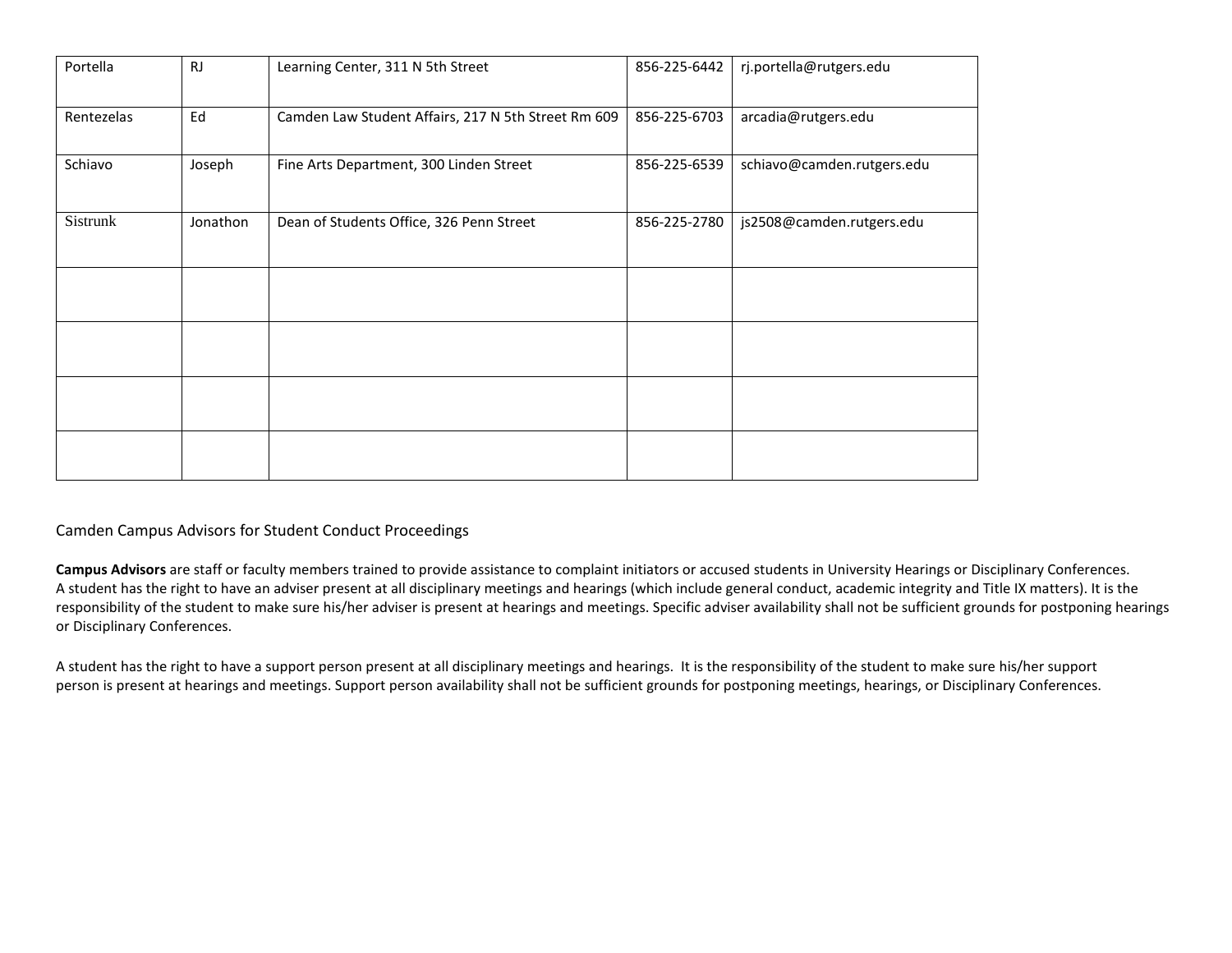| | | | | |
|---|---|---|---|---|
| Portella | RJ | Learning Center, 311 N 5th Street | 856-225-6442 | rj.portella@rutgers.edu |
| Rentezelas | Ed | Camden Law Student Affairs, 217 N 5th Street Rm 609 | 856-225-6703 | arcadia@rutgers.edu |
| Schiavo | Joseph | Fine Arts Department, 300 Linden Street | 856-225-6539 | schiavo@camden.rutgers.edu |
| Sistrunk | Jonathon | Dean of Students Office, 326 Penn Street | 856-225-2780 | js2508@camden.rutgers.edu |
| | | | | |
| | | | | |
| | | | | |
| | | | | |

Camden Campus Advisors for Student Conduct Proceedings

**Campus Advisors** are staff or faculty members trained to provide assistance to complaint initiators or accused students in University Hearings or Disciplinary Conferences. A student has the right to have an adviser present at all disciplinary meetings and hearings (which include general conduct, academic integrity and Title IX matters). It is the responsibility of the student to make sure his/her adviser is present at hearings and meetings. Specific adviser availability shall not be sufficient grounds for postponing hearings or Disciplinary Conferences.

A student has the right to have a support person present at all disciplinary meetings and hearings. It is the responsibility of the student to make sure his/her support person is present at hearings and meetings. Support person availability shall not be sufficient grounds for postponing meetings, hearings, or Disciplinary Conferences.